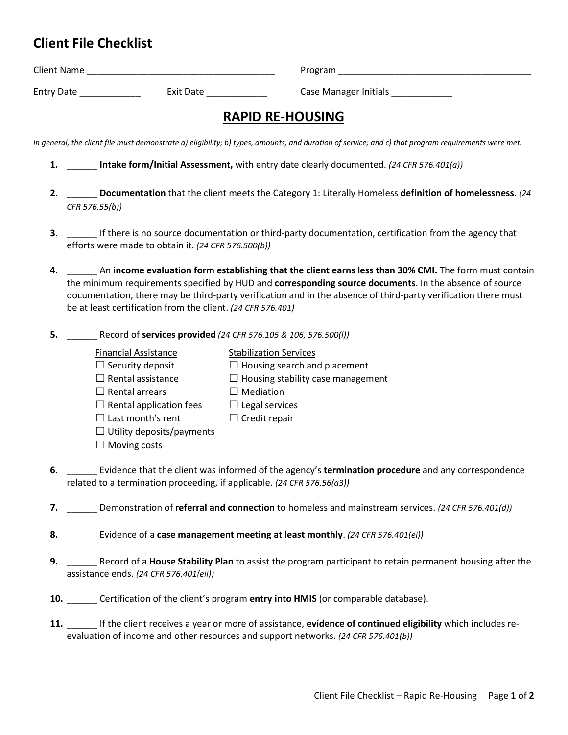# Client File Checklist

Client Name ____________________________________ Program ______________________________________

Entry Date ____________ Exit Date ____________ Case Manager Initials ____________

## RAPID RE-HOUSING

*In general, the client file must demonstrate a) eligibility; b) types, amounts, and duration of service; and c) that program requirements were met.*

1. ______ **Intake form/Initial Assessment,** with entry date clearly documented. *(24 CFR 576.401(a))*

2. ______ **Documentation** that the client meets the Category 1: Literally Homeless **definition of homelessness**. *(24 CFR 576.55(b))*

3. ______ If there is no source documentation or third-party documentation, certification from the agency that efforts were made to obtain it. *(24 CFR 576.500(b))*

4. ______ An **income evaluation form establishing that the client earns less than 30% CMI.** The form must contain the minimum requirements specified by HUD and **corresponding source documents**. In the absence of source documentation, there may be third-party verification and in the absence of third-party verification there must be at least certification from the client. *(24 CFR 576.401)*

5. ______ Record of **services provided** *(24 CFR 576.105 & 106, 576.500(l))*

   Financial Assistance
   - ☐ Security deposit
   - ☐ Rental assistance
   - ☐ Rental arrears
   - ☐ Rental application fees
   - ☐ Last month's rent
   - ☐ Utility deposits/payments
   - ☐ Moving costs

   Stabilization Services
   - ☐ Housing search and placement
   - ☐ Housing stability case management
   - ☐ Mediation
   - ☐ Legal services
   - ☐ Credit repair

6. ______ Evidence that the client was informed of the agency's **termination procedure** and any correspondence related to a termination proceeding, if applicable. *(24 CFR 576.56(a3))*

7. ______ Demonstration of **referral and connection** to homeless and mainstream services. *(24 CFR 576.401(d))*

8. ______ Evidence of a **case management meeting at least monthly**. *(24 CFR 576.401(ei))*

9. ______ Record of a **House Stability Plan** to assist the program participant to retain permanent housing after the assistance ends. *(24 CFR 576.401(eii))*

10. ______ Certification of the client's program **entry into HMIS** (or comparable database).

11. ______ If the client receives a year or more of assistance, **evidence of continued eligibility** which includes re-evaluation of income and other resources and support networks. *(24 CFR 576.401(b))*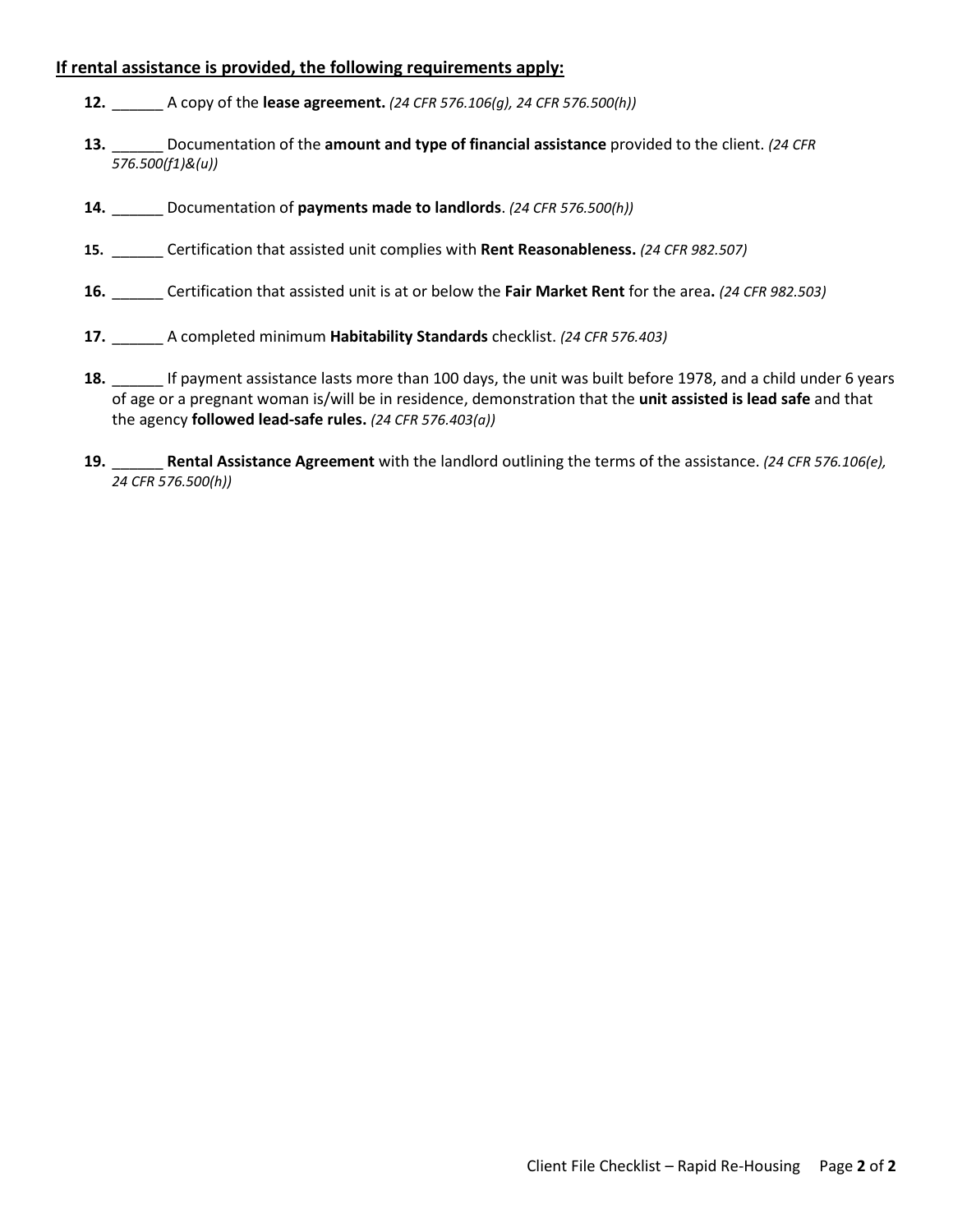**If rental assistance is provided, the following requirements apply:**

12. ______ A copy of the **lease agreement.** *(24 CFR 576.106(g), 24 CFR 576.500(h))*

13. ______ Documentation of the **amount and type of financial assistance** provided to the client. *(24 CFR 576.500(f1)&(u))*

14. ______ Documentation of **payments made to landlords**. *(24 CFR 576.500(h))*

15. ______ Certification that assisted unit complies with **Rent Reasonableness.** *(24 CFR 982.507)*

16. ______ Certification that assisted unit is at or below the **Fair Market Rent** for the area**.** *(24 CFR 982.503)*

17. ______ A completed minimum **Habitability Standards** checklist. *(24 CFR 576.403)*

18. ______ If payment assistance lasts more than 100 days, the unit was built before 1978, and a child under 6 years of age or a pregnant woman is/will be in residence, demonstration that the **unit assisted is lead safe** and that the agency **followed lead-safe rules.** *(24 CFR 576.403(a))*

19. ______ **Rental Assistance Agreement** with the landlord outlining the terms of the assistance. *(24 CFR 576.106(e), 24 CFR 576.500(h))*